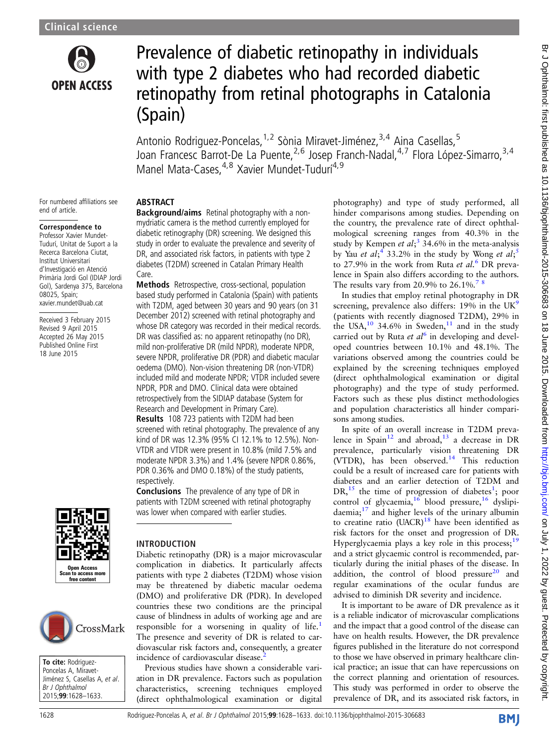Clinical science

# Prevalence of diabetic retinopathy in individuals with type 2 diabetes who had recorded diabetic retinopathy from retinal photographs in Catalonia (Spain)

Antonio Rodriguez-Poncelas,[1,2] Sònia Miravet-Jiménez,[3,4] Aina Casellas,[5] Joan Francesc Barrot-De La Puente,[2,6] Josep Franch-Nadal,[4,7] Flora López-Simarro,[3,4] Manel Mata-Cases,[4,8] Xavier Mundet-Tudurí[4,9]

For numbered affiliations see end of article.

**Correspondence to**
Professor Xavier Mundet-Tudurí, Unitat de Suport a la Recerca Barcelona Ciutat, Institut Universitari d'Investigació en Atenció Primària Jordi Gol (IDIAP Jordi Gol), Sardenya 375, Barcelona 08025, Spain; xavier.mundet@uab.cat

Received 3 February 2015
Revised 9 April 2015
Accepted 26 May 2015
Published Online First 18 June 2015

**To cite:** Rodriguez-Poncelas A, Miravet-Jiménez S, Casellas A, *et al*. *Br J Ophthalmol* 2015;**99**:1628–1633.

## ABSTRACT

**Background/aims** Retinal photography with a non-mydriatic camera is the method currently employed for diabetic retinography (DR) screening. We designed this study in order to evaluate the prevalence and severity of DR, and associated risk factors, in patients with type 2 diabetes (T2DM) screened in Catalan Primary Health Care.

**Methods** Retrospective, cross-sectional, population based study performed in Catalonia (Spain) with patients with T2DM, aged between 30 years and 90 years (on 31 December 2012) screened with retinal photography and whose DR category was recorded in their medical records. DR was classified as: no apparent retinopathy (no DR), mild non-proliferative DR (mild NPDR), moderate NPDR, severe NPDR, proliferative DR (PDR) and diabetic macular oedema (DMO). Non-vision threatening DR (non-VTDR) included mild and moderate NPDR; VTDR included severe NPDR, PDR and DMO. Clinical data were obtained retrospectively from the SIDIAP database (System for Research and Development in Primary Care).

**Results** 108 723 patients with T2DM had been screened with retinal photography. The prevalence of any kind of DR was 12.3% (95% CI 12.1% to 12.5%). Non-VTDR and VTDR were present in 10.8% (mild 7.5% and moderate NPDR 3.3%) and 1.4% (severe NPDR 0.86%, PDR 0.36% and DMO 0.18%) of the study patients, respectively.

**Conclusions** The prevalence of any type of DR in patients with T2DM screened with retinal photography was lower when compared with earlier studies.

## INTRODUCTION

Diabetic retinopathy (DR) is a major microvascular complication in diabetics. It particularly affects patients with type 2 diabetes (T2DM) whose vision may be threatened by diabetic macular oedema (DMO) and proliferative DR (PDR). In developed countries these two conditions are the principal cause of blindness in adults of working age and are responsible for a worsening in quality of life.[1] The presence and severity of DR is related to cardiovascular risk factors and, consequently, a greater incidence of cardiovascular disease.[2]

Previous studies have shown a considerable variation in DR prevalence. Factors such as population characteristics, screening techniques employed (direct ophthalmological examination or digital photography) and type of study performed, all hinder comparisons among studies. Depending on the country, the prevalence rate of direct ophthalmological screening ranges from 40.3% in the study by Kempen *et al*;[3] 34.6% in the meta-analysis by Yau *et al*;[4] 33.2% in the study by Wong *et al*;[5] to 27.9% in the work from Ruta *et al*.[6] DR prevalence in Spain also differs according to the authors. The results vary from 20.9% to 26.1%.[7,8]

In studies that employ retinal photography in DR screening, prevalence also differs: 19% in the UK[9] (patients with recently diagnosed T2DM), 29% in the USA,[10] 34.6% in Sweden,[11] and in the study carried out by Ruta *et al*[6] in developing and developed countries between 10.1% and 48.1%. The variations observed among the countries could be explained by the screening techniques employed (direct ophthalmological examination or digital photography) and the type of study performed. Factors such as these plus distinct methodologies and population characteristics all hinder comparisons among studies.

In spite of an overall increase in T2DM prevalence in Spain[12] and abroad,[13] a decrease in DR prevalence, particularly vision threatening DR (VTDR), has been observed.[14] This reduction could be a result of increased care for patients with diabetes and an earlier detection of T2DM and DR,[15] the time of progression of diabetes[1]; poor control of glycaemia,[16] blood pressure,[16] dyslipidaemia;[17] and higher levels of the urinary albumin to creatine ratio (UACR)[18] have been identified as risk factors for the onset and progression of DR. Hyperglycaemia plays a key role in this process;[19] and a strict glycaemic control is recommended, particularly during the initial phases of the disease. In addition, the control of blood pressure[20] and regular examinations of the ocular fundus are advised to diminish DR severity and incidence.

It is important to be aware of DR prevalence as it is a reliable indicator of microvascular complications and the impact that a good control of the disease can have on health results. However, the DR prevalence figures published in the literature do not correspond to those we have observed in primary healthcare clinical practice; an issue that can have repercussions on the correct planning and orientation of resources. This study was performed in order to observe the prevalence of DR, and its associated risk factors, in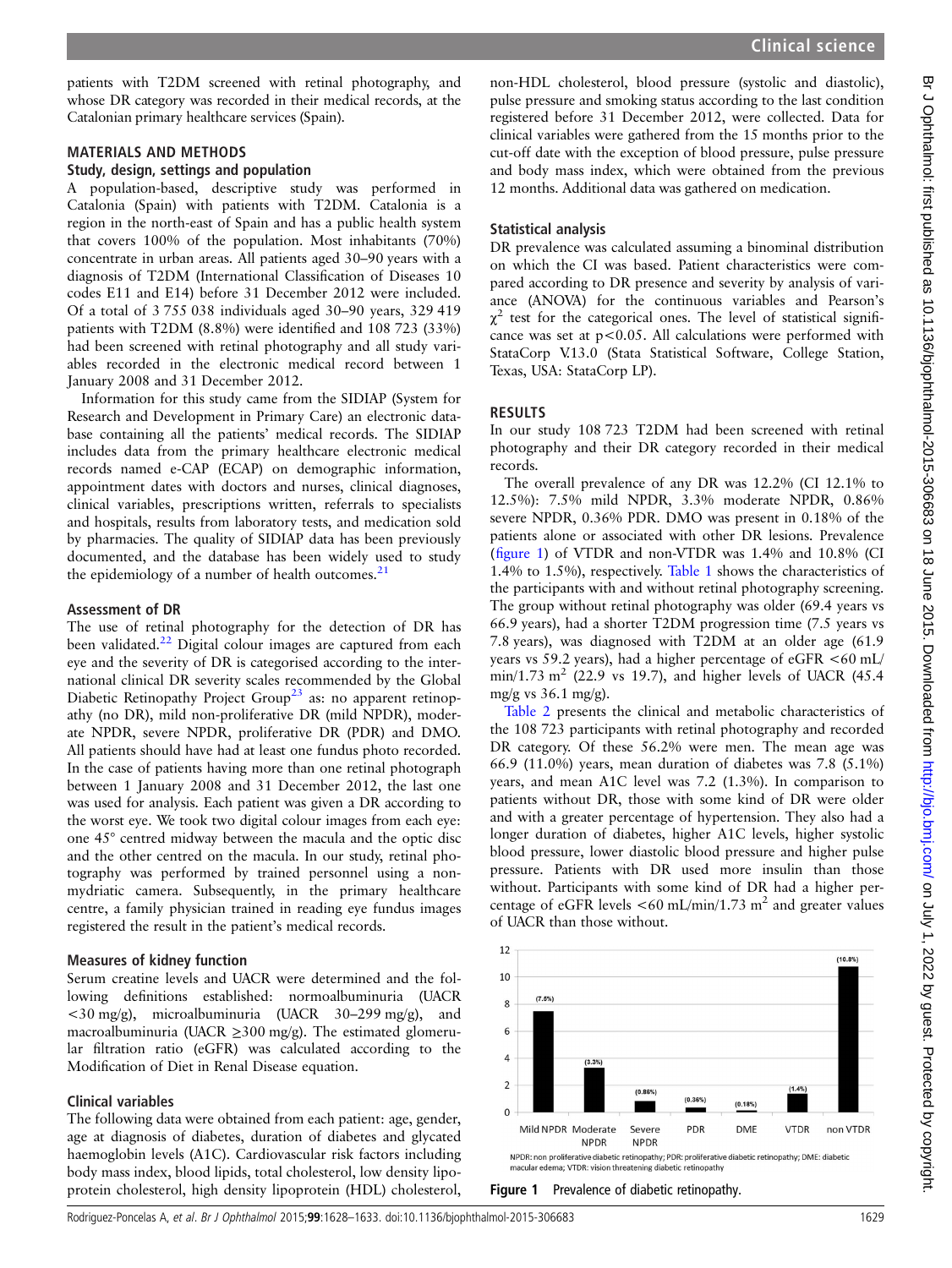patients with T2DM screened with retinal photography, and whose DR category was recorded in their medical records, at the Catalonian primary healthcare services (Spain).

## MATERIALS AND METHODS

### Study, design, settings and population

A population-based, descriptive study was performed in Catalonia (Spain) with patients with T2DM. Catalonia is a region in the north-east of Spain and has a public health system that covers 100% of the population. Most inhabitants (70%) concentrate in urban areas. All patients aged 30–90 years with a diagnosis of T2DM (International Classification of Diseases 10 codes E11 and E14) before 31 December 2012 were included. Of a total of 3 755 038 individuals aged 30–90 years, 329 419 patients with T2DM (8.8%) were identified and 108 723 (33%) had been screened with retinal photography and all study variables recorded in the electronic medical record between 1 January 2008 and 31 December 2012.

Information for this study came from the SIDIAP (System for Research and Development in Primary Care) an electronic database containing all the patients' medical records. The SIDIAP includes data from the primary healthcare electronic medical records named e-CAP (ECAP) on demographic information, appointment dates with doctors and nurses, clinical diagnoses, clinical variables, prescriptions written, referrals to specialists and hospitals, results from laboratory tests, and medication sold by pharmacies. The quality of SIDIAP data has been previously documented, and the database has been widely used to study the epidemiology of a number of health outcomes.[21]

### Assessment of DR

The use of retinal photography for the detection of DR has been validated.[22] Digital colour images are captured from each eye and the severity of DR is categorised according to the international clinical DR severity scales recommended by the Global Diabetic Retinopathy Project Group[23] as: no apparent retinopathy (no DR), mild non-proliferative DR (mild NPDR), moderate NPDR, severe NPDR, proliferative DR (PDR) and DMO. All patients should have had at least one fundus photo recorded. In the case of patients having more than one retinal photograph between 1 January 2008 and 31 December 2012, the last one was used for analysis. Each patient was given a DR according to the worst eye. We took two digital colour images from each eye: one 45° centred midway between the macula and the optic disc and the other centred on the macula. In our study, retinal photography was performed by trained personnel using a non-mydriatic camera. Subsequently, in the primary healthcare centre, a family physician trained in reading eye fundus images registered the result in the patient's medical records.

### Measures of kidney function

Serum creatine levels and UACR were determined and the following definitions established: normoalbuminuria (UACR <30 mg/g), microalbuminuria (UACR 30–299 mg/g), and macroalbuminuria (UACR ≥300 mg/g). The estimated glomerular filtration ratio (eGFR) was calculated according to the Modification of Diet in Renal Disease equation.

### Clinical variables

The following data were obtained from each patient: age, gender, age at diagnosis of diabetes, duration of diabetes and glycated haemoglobin levels (A1C). Cardiovascular risk factors including body mass index, blood lipids, total cholesterol, low density lipoprotein cholesterol, high density lipoprotein (HDL) cholesterol, non-HDL cholesterol, blood pressure (systolic and diastolic), pulse pressure and smoking status according to the last condition registered before 31 December 2012, were collected. Data for clinical variables were gathered from the 15 months prior to the cut-off date with the exception of blood pressure, pulse pressure and body mass index, which were obtained from the previous 12 months. Additional data was gathered on medication.

### Statistical analysis

DR prevalence was calculated assuming a binominal distribution on which the CI was based. Patient characteristics were compared according to DR presence and severity by analysis of variance (ANOVA) for the continuous variables and Pearson's $\chi^2$ test for the categorical ones. The level of statistical significance was set at $p<0.05$. All calculations were performed with StataCorp V.13.0 (Stata Statistical Software, College Station, Texas, USA: StataCorp LP).

## RESULTS

In our study 108 723 T2DM had been screened with retinal photography and their DR category recorded in their medical records.

The overall prevalence of any DR was 12.2% (CI 12.1% to 12.5%): 7.5% mild NPDR, 3.3% moderate NPDR, 0.86% severe NPDR, 0.36% PDR. DMO was present in 0.18% of the patients alone or associated with other DR lesions. Prevalence (figure 1) of VTDR and non-VTDR was 1.4% and 10.8% (CI 1.4% to 1.5%), respectively. Table 1 shows the characteristics of the participants with and without retinal photography screening. The group without retinal photography was older (69.4 years vs 66.9 years), had a shorter T2DM progression time (7.5 years vs 7.8 years), was diagnosed with T2DM at an older age (61.9 years vs 59.2 years), had a higher percentage of eGFR <60 mL/min/1.73 m$^2$ (22.9 vs 19.7), and higher levels of UACR (45.4 mg/g vs 36.1 mg/g).

Table 2 presents the clinical and metabolic characteristics of the 108 723 participants with retinal photography and recorded DR category. Of these 56.2% were men. The mean age was 66.9 (11.0%) years, mean duration of diabetes was 7.8 (5.1%) years, and mean A1C level was 7.2 (1.3%). In comparison to patients without DR, those with some kind of DR were older and with a greater percentage of hypertension. They also had a longer duration of diabetes, higher A1C levels, higher systolic blood pressure, lower diastolic blood pressure and higher pulse pressure. Patients with DR used more insulin than those without. Participants with some kind of DR had a higher percentage of eGFR levels <60 mL/min/1.73 m$^2$ and greater values of UACR than those without.

| Category | Prevalence (%) |
|---|---|
| Mild NPDR | 7.5 |
| Moderate NPDR | 3.3 |
| Severe NPDR | 0.86 |
| PDR | 0.36 |
| DME | 0.18 |
| VTDR | 1.4 |
| non VTDR | 10.8 |

NPDR: non proliferative diabetic retinopathy; PDR: proliferative diabetic retinopathy; DME: diabetic macular edema; VTDR: vision threatening diabetic retinopathy

Figure 1 Prevalence of diabetic retinopathy.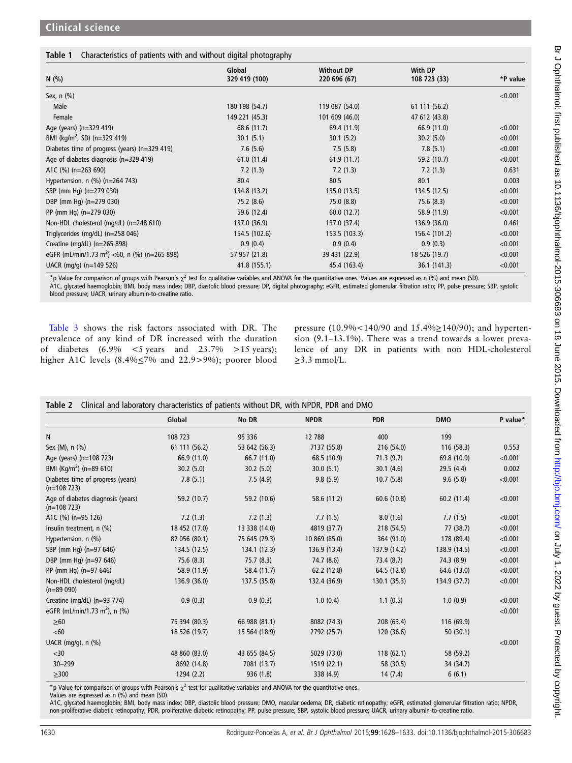**Table 1** Characteristics of patients with and without digital photography

| N (%) | Global 329 419 (100) | Without DP 220 696 (67) | With DP 108 723 (33) | *P value |
|---|---|---|---|---|
| Sex, n (%) | | | | <0.001 |
| Male | 180 198 (54.7) | 119 087 (54.0) | 61 111 (56.2) | |
| Female | 149 221 (45.3) | 101 609 (46.0) | 47 612 (43.8) | |
| Age (years) (n=329 419) | 68.6 (11.7) | 69.4 (11.9) | 66.9 (11.0) | <0.001 |
| BMI (kg/m$^2$, SD) (n=329 419) | 30.1 (5.1) | 30.1 (5.2) | 30.2 (5.0) | <0.001 |
| Diabetes time of progress (years) (n=329 419) | 7.6 (5.6) | 7.5 (5.8) | 7.8 (5.1) | <0.001 |
| Age of diabetes diagnosis (n=329 419) | 61.0 (11.4) | 61.9 (11.7) | 59.2 (10.7) | <0.001 |
| A1C (%) (n=263 690) | 7.2 (1.3) | 7.2 (1.3) | 7.2 (1.3) | 0.631 |
| Hypertension, n (%) (n=264 743) | 80.4 | 80.5 | 80.1 | 0.003 |
| SBP (mm Hg) (n=279 030) | 134.8 (13.2) | 135.0 (13.5) | 134.5 (12.5) | <0.001 |
| DBP (mm Hg) (n=279 030) | 75.2 (8.6) | 75.0 (8.8) | 75.6 (8.3) | <0.001 |
| PP (mm Hg) (n=279 030) | 59.6 (12.4) | 60.0 (12.7) | 58.9 (11.9) | <0.001 |
| Non-HDL cholesterol (mg/dL) (n=248 610) | 137.0 (36.9) | 137.0 (37.4) | 136.9 (36.0) | 0.461 |
| Triglycerides (mg/dL) (n=258 046) | 154.5 (102.6) | 153.5 (103.3) | 156.4 (101.2) | <0.001 |
| Creatine (mg/dL) (n=265 898) | 0.9 (0.4) | 0.9 (0.4) | 0.9 (0.3) | <0.001 |
| eGFR (mL/min/1.73 m$^2$) <60, n (%) (n=265 898) | 57 957 (21.8) | 39 431 (22.9) | 18 526 (19.7) | <0.001 |
| UACR (mg/g) (n=149 526) | 41.8 (155.1) | 45.4 (163.4) | 36.1 (141.3) | <0.001 |

*p Value for comparison of groups with Pearson's $\chi^2$ test for qualitative variables and ANOVA for the quantitative ones. Values are expressed as n (%) and mean (SD).
A1C, glycated haemoglobin; BMI, body mass index; DBP, diastolic blood pressure; DP, digital photography; eGFR, estimated glomerular filtration ratio; PP, pulse pressure; SBP, systolic blood pressure; UACR, urinary albumin-to-creatine ratio.

Table 3 shows the risk factors associated with DR. The prevalence of any kind of DR increased with the duration of diabetes (6.9% <5 years and 23.7% >15 years); higher A1C levels (8.4%≤7% and 22.9>9%); poorer blood pressure (10.9%<140/90 and 15.4%≥140/90); and hypertension (9.1–13.1%). There was a trend towards a lower prevalence of any DR in patients with non HDL-cholesterol ≥3.3 mmol/L.

**Table 2** Clinical and laboratory characteristics of patients without DR, with NPDR, PDR and DMO

| | Global | No DR | NPDR | PDR | DMO | P value* |
|---|---|---|---|---|---|---|
| N | 108 723 | 95 336 | 12 788 | 400 | 199 | |
| Sex (M), n (%) | 61 111 (56.2) | 53 642 (56.3) | 7137 (55.8) | 216 (54.0) | 116 (58.3) | 0.553 |
| Age (years) (n=108 723) | 66.9 (11.0) | 66.7 (11.0) | 68.5 (10.9) | 71.3 (9.7) | 69.8 (10.9) | <0.001 |
| BMI (Kg/m$^2$) (n=89 610) | 30.2 (5.0) | 30.2 (5.0) | 30.0 (5.1) | 30.1 (4.6) | 29.5 (4.4) | 0.002 |
| Diabetes time of progress (years) (n=108 723) | 7.8 (5.1) | 7.5 (4.9) | 9.8 (5.9) | 10.7 (5.8) | 9.6 (5.8) | <0.001 |
| Age of diabetes diagnosis (years) (n=108 723) | 59.2 (10.7) | 59.2 (10.6) | 58.6 (11.2) | 60.6 (10.8) | 60.2 (11.4) | <0.001 |
| A1C (%) (n=95 126) | 7.2 (1.3) | 7.2 (1.3) | 7.7 (1.5) | 8.0 (1.6) | 7.7 (1.5) | <0.001 |
| Insulin treatment, n (%) | 18 452 (17.0) | 13 338 (14.0) | 4819 (37.7) | 218 (54.5) | 77 (38.7) | <0.001 |
| Hypertension, n (%) | 87 056 (80.1) | 75 645 (79.3) | 10 869 (85.0) | 364 (91.0) | 178 (89.4) | <0.001 |
| SBP (mm Hg) (n=97 646) | 134.5 (12.5) | 134.1 (12.3) | 136.9 (13.4) | 137.9 (14.2) | 138.9 (14.5) | <0.001 |
| DBP (mm Hg) (n=97 646) | 75.6 (8.3) | 75.7 (8.3) | 74.7 (8.6) | 73.4 (8.7) | 74.3 (8.9) | <0.001 |
| PP (mm Hg) (n=97 646) | 58.9 (11.9) | 58.4 (11.7) | 62.2 (12.8) | 64.5 (12.8) | 64.6 (13.0) | <0.001 |
| Non-HDL cholesterol (mg/dL) (n=89 090) | 136.9 (36.0) | 137.5 (35.8) | 132.4 (36.9) | 130.1 (35.3) | 134.9 (37.7) | <0.001 |
| Creatine (mg/dL) (n=93 774) | 0.9 (0.3) | 0.9 (0.3) | 1.0 (0.4) | 1.1 (0.5) | 1.0 (0.9) | <0.001 |
| eGFR (mL/min/1.73 m$^2$), n (%) | | | | | | <0.001 |
| ≥60 | 75 394 (80.3) | 66 988 (81.1) | 8082 (74.3) | 208 (63.4) | 116 (69.9) | |
| <60 | 18 526 (19.7) | 15 564 (18.9) | 2792 (25.7) | 120 (36.6) | 50 (30.1) | |
| UACR (mg/g), n (%) | | | | | | <0.001 |
| <30 | 48 860 (83.0) | 43 655 (84.5) | 5029 (73.0) | 118 (62.1) | 58 (59.2) | |
| 30–299 | 8692 (14.8) | 7081 (13.7) | 1519 (22.1) | 58 (30.5) | 34 (34.7) | |
| ≥300 | 1294 (2.2) | 936 (1.8) | 338 (4.9) | 14 (7.4) | 6 (6.1) | |

*p Value for comparison of groups with Pearson's $\chi^2$ test for qualitative variables and ANOVA for the quantitative ones.
Values are expressed as n (%) and mean (SD).
A1C, glycated haemoglobin; BMI, body mass index; DBP, diastolic blood pressure; DMO, macular oedema; DR, diabetic retinopathy; eGFR, estimated glomerular filtration ratio; NPDR, non-proliferative diabetic retinopathy; PDR, proliferative diabetic retinopathy; PP, pulse pressure; SBP, systolic blood pressure; UACR, urinary albumin-to-creatine ratio.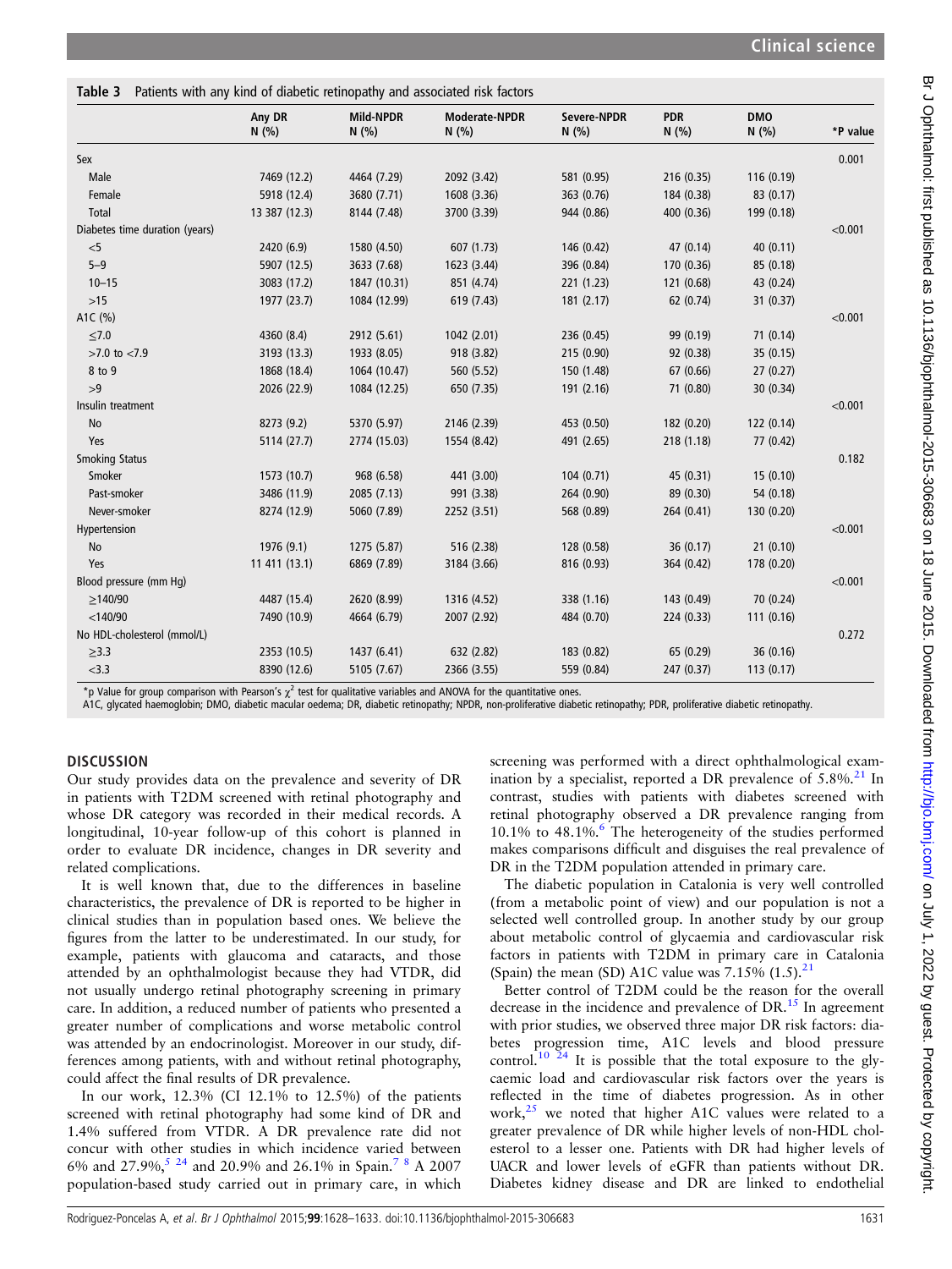**Table 3** Patients with any kind of diabetic retinopathy and associated risk factors

| | Any DR N (%) | Mild-NPDR N (%) | Moderate-NPDR N (%) | Severe-NPDR N (%) | PDR N (%) | DMO N (%) | *P value |
|---|---|---|---|---|---|---|---|
| Sex | | | | | | | 0.001 |
| Male | 7469 (12.2) | 4464 (7.29) | 2092 (3.42) | 581 (0.95) | 216 (0.35) | 116 (0.19) | |
| Female | 5918 (12.4) | 3680 (7.71) | 1608 (3.36) | 363 (0.76) | 184 (0.38) | 83 (0.17) | |
| Total | 13 387 (12.3) | 8144 (7.48) | 3700 (3.39) | 944 (0.86) | 400 (0.36) | 199 (0.18) | |
| Diabetes time duration (years) | | | | | | | <0.001 |
| <5 | 2420 (6.9) | 1580 (4.50) | 607 (1.73) | 146 (0.42) | 47 (0.14) | 40 (0.11) | |
| 5–9 | 5907 (12.5) | 3633 (7.68) | 1623 (3.44) | 396 (0.84) | 170 (0.36) | 85 (0.18) | |
| 10–15 | 3083 (17.2) | 1847 (10.31) | 851 (4.74) | 221 (1.23) | 121 (0.68) | 43 (0.24) | |
| >15 | 1977 (23.7) | 1084 (12.99) | 619 (7.43) | 181 (2.17) | 62 (0.74) | 31 (0.37) | |
| A1C (%) | | | | | | | <0.001 |
| ≤7.0 | 4360 (8.4) | 2912 (5.61) | 1042 (2.01) | 236 (0.45) | 99 (0.19) | 71 (0.14) | |
| >7.0 to <7.9 | 3193 (13.3) | 1933 (8.05) | 918 (3.82) | 215 (0.90) | 92 (0.38) | 35 (0.15) | |
| 8 to 9 | 1868 (18.4) | 1064 (10.47) | 560 (5.52) | 150 (1.48) | 67 (0.66) | 27 (0.27) | |
| >9 | 2026 (22.9) | 1084 (12.25) | 650 (7.35) | 191 (2.16) | 71 (0.80) | 30 (0.34) | |
| Insulin treatment | | | | | | | <0.001 |
| No | 8273 (9.2) | 5370 (5.97) | 2146 (2.39) | 453 (0.50) | 182 (0.20) | 122 (0.14) | |
| Yes | 5114 (27.7) | 2774 (15.03) | 1554 (8.42) | 491 (2.65) | 218 (1.18) | 77 (0.42) | |
| Smoking Status | | | | | | | 0.182 |
| Smoker | 1573 (10.7) | 968 (6.58) | 441 (3.00) | 104 (0.71) | 45 (0.31) | 15 (0.10) | |
| Past-smoker | 3486 (11.9) | 2085 (7.13) | 991 (3.38) | 264 (0.90) | 89 (0.30) | 54 (0.18) | |
| Never-smoker | 8274 (12.9) | 5060 (7.89) | 2252 (3.51) | 568 (0.89) | 264 (0.41) | 130 (0.20) | |
| Hypertension | | | | | | | <0.001 |
| No | 1976 (9.1) | 1275 (5.87) | 516 (2.38) | 128 (0.58) | 36 (0.17) | 21 (0.10) | |
| Yes | 11 411 (13.1) | 6869 (7.89) | 3184 (3.66) | 816 (0.93) | 364 (0.42) | 178 (0.20) | |
| Blood pressure (mm Hg) | | | | | | | <0.001 |
| ≥140/90 | 4487 (15.4) | 2620 (8.99) | 1316 (4.52) | 338 (1.16) | 143 (0.49) | 70 (0.24) | |
| <140/90 | 7490 (10.9) | 4664 (6.79) | 2007 (2.92) | 484 (0.70) | 224 (0.33) | 111 (0.16) | |
| No HDL-cholesterol (mmol/L) | | | | | | | 0.272 |
| ≥3.3 | 2353 (10.5) | 1437 (6.41) | 632 (2.82) | 183 (0.82) | 65 (0.29) | 36 (0.16) | |
| <3.3 | 8390 (12.6) | 5105 (7.67) | 2366 (3.55) | 559 (0.84) | 247 (0.37) | 113 (0.17) | |

*p Value for group comparison with Pearson's $\chi^2$ test for qualitative variables and ANOVA for the quantitative ones.
A1C, glycated haemoglobin; DMO, diabetic macular oedema; DR, diabetic retinopathy; NPDR, non-proliferative diabetic retinopathy; PDR, proliferative diabetic retinopathy.

## DISCUSSION

Our study provides data on the prevalence and severity of DR in patients with T2DM screened with retinal photography and whose DR category was recorded in their medical records. A longitudinal, 10-year follow-up of this cohort is planned in order to evaluate DR incidence, changes in DR severity and related complications.

It is well known that, due to the differences in baseline characteristics, the prevalence of DR is reported to be higher in clinical studies than in population based ones. We believe the figures from the latter to be underestimated. In our study, for example, patients with glaucoma and cataracts, and those attended by an ophthalmologist because they had VTDR, did not usually undergo retinal photography screening in primary care. In addition, a reduced number of patients who presented a greater number of complications and worse metabolic control was attended by an endocrinologist. Moreover in our study, differences among patients, with and without retinal photography, could affect the final results of DR prevalence.

In our work, 12.3% (CI 12.1% to 12.5%) of the patients screened with retinal photography had some kind of DR and 1.4% suffered from VTDR. A DR prevalence rate did not concur with other studies in which incidence varied between 6% and 27.9%,[5 24] and 20.9% and 26.1% in Spain.[7 8] A 2007 population-based study carried out in primary care, in which screening was performed with a direct ophthalmological examination by a specialist, reported a DR prevalence of 5.8%.[21] In contrast, studies with patients with diabetes screened with retinal photography observed a DR prevalence ranging from 10.1% to 48.1%.[6] The heterogeneity of the studies performed makes comparisons difficult and disguises the real prevalence of DR in the T2DM population attended in primary care.

The diabetic population in Catalonia is very well controlled (from a metabolic point of view) and our population is not a selected well controlled group. In another study by our group about metabolic control of glycaemia and cardiovascular risk factors in patients with T2DM in primary care in Catalonia (Spain) the mean (SD) A1C value was 7.15% (1.5).[21]

Better control of T2DM could be the reason for the overall decrease in the incidence and prevalence of DR.[15] In agreement with prior studies, we observed three major DR risk factors: diabetes progression time, A1C levels and blood pressure control.[10 24] It is possible that the total exposure to the glycaemic load and cardiovascular risk factors over the years is reflected in the time of diabetes progression. As in other work,[25] we noted that higher A1C values were related to a greater prevalence of DR while higher levels of non-HDL cholesterol to a lesser one. Patients with DR had higher levels of UACR and lower levels of eGFR than patients without DR. Diabetes kidney disease and DR are linked to endothelial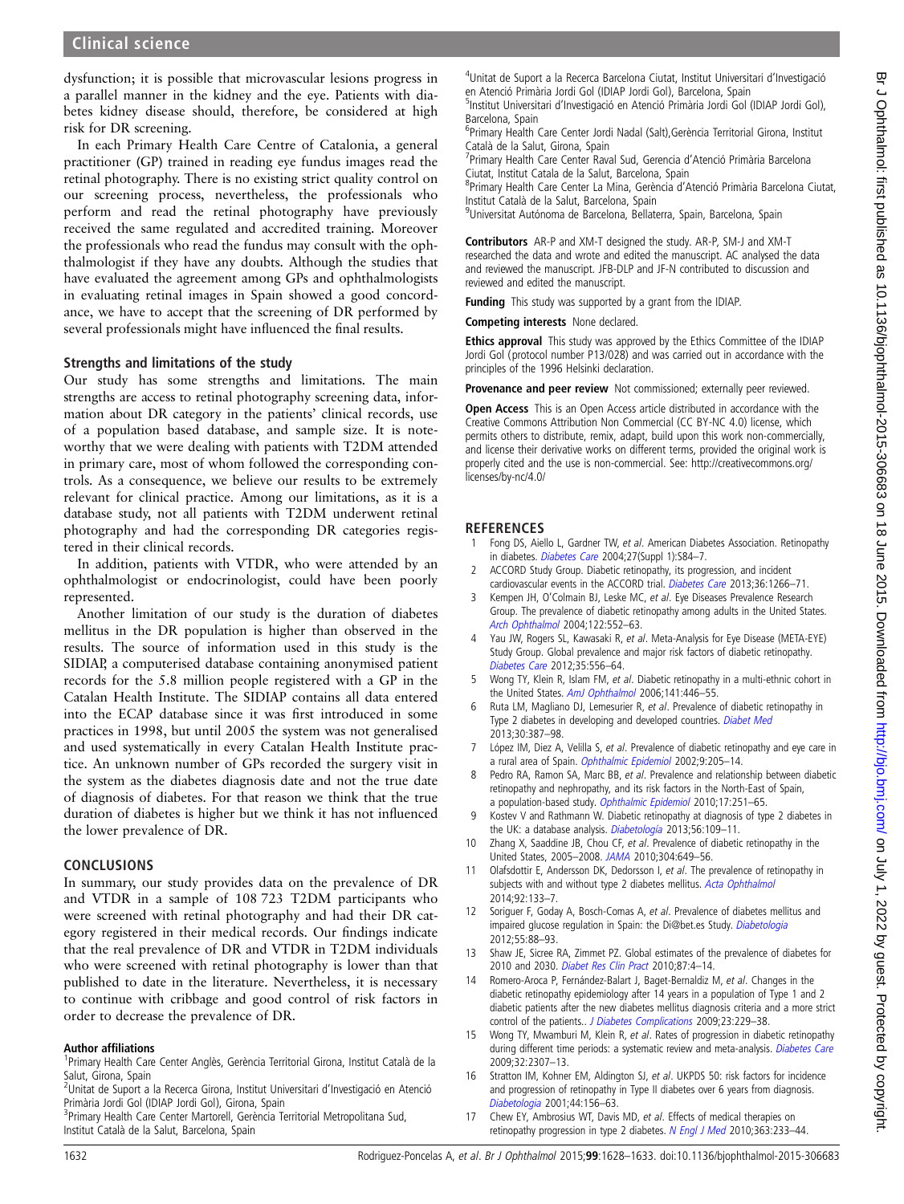dysfunction; it is possible that microvascular lesions progress in a parallel manner in the kidney and the eye. Patients with diabetes kidney disease should, therefore, be considered at high risk for DR screening.

In each Primary Health Care Centre of Catalonia, a general practitioner (GP) trained in reading eye fundus images read the retinal photography. There is no existing strict quality control on our screening process, nevertheless, the professionals who perform and read the retinal photography have previously received the same regulated and accredited training. Moreover the professionals who read the fundus may consult with the ophthalmologist if they have any doubts. Although the studies that have evaluated the agreement among GPs and ophthalmologists in evaluating retinal images in Spain showed a good concordance, we have to accept that the screening of DR performed by several professionals might have influenced the final results.

### Strengths and limitations of the study

Our study has some strengths and limitations. The main strengths are access to retinal photography screening data, information about DR category in the patients' clinical records, use of a population based database, and sample size. It is noteworthy that we were dealing with patients with T2DM attended in primary care, most of whom followed the corresponding controls. As a consequence, we believe our results to be extremely relevant for clinical practice. Among our limitations, as it is a database study, not all patients with T2DM underwent retinal photography and had the corresponding DR categories registered in their clinical records.

In addition, patients with VTDR, who were attended by an ophthalmologist or endocrinologist, could have been poorly represented.

Another limitation of our study is the duration of diabetes mellitus in the DR population is higher than observed in the results. The source of information used in this study is the SIDIAP, a computerised database containing anonymised patient records for the 5.8 million people registered with a GP in the Catalan Health Institute. The SIDIAP contains all data entered into the ECAP database since it was first introduced in some practices in 1998, but until 2005 the system was not generalised and used systematically in every Catalan Health Institute practice. An unknown number of GPs recorded the surgery visit in the system as the diabetes diagnosis date and not the true date of diagnosis of diabetes. For that reason we think that the true duration of diabetes is higher but we think it has not influenced the lower prevalence of DR.

## CONCLUSIONS

In summary, our study provides data on the prevalence of DR and VTDR in a sample of 108 723 T2DM participants who were screened with retinal photography and had their DR category registered in their medical records. Our findings indicate that the real prevalence of DR and VTDR in T2DM individuals who were screened with retinal photography is lower than that published to date in the literature. Nevertheless, it is necessary to continue with cribbage and good control of risk factors in order to decrease the prevalence of DR.

#### Author affiliations

[1]Primary Health Care Center Anglès, Gerència Territorial Girona, Institut Català de la Salut, Girona, Spain
[2]Unitat de Suport a la Recerca Girona, Institut Universitari d'Investigació en Atenció Primària Jordi Gol (IDIAP Jordi Gol), Girona, Spain
[3]Primary Health Care Center Martorell, Gerència Territorial Metropolitana Sud, Institut Català de la Salut, Barcelona, Spain
[4]Unitat de Suport a la Recerca Barcelona Ciutat, Institut Universitari d'Investigació en Atenció Primària Jordi Gol (IDIAP Jordi Gol), Barcelona, Spain
[5]Institut Universitari d'Investigació en Atenció Primària Jordi Gol (IDIAP Jordi Gol), Barcelona, Spain
[6]Primary Health Care Center Jordi Nadal (Salt),Gerència Territorial Girona, Institut Català de la Salut, Girona, Spain
[7]Primary Health Care Center Raval Sud, Gerencia d'Atenció Primària Barcelona Ciutat, Institut Catala de la Salut, Barcelona, Spain
[8]Primary Health Care Center La Mina, Gerència d'Atenció Primària Barcelona Ciutat, Institut Català de la Salut, Barcelona, Spain
[9]Universitat Autónoma de Barcelona, Bellaterra, Spain, Barcelona, Spain

**Contributors** AR-P and XM-T designed the study. AR-P, SM-J and XM-T researched the data and wrote and edited the manuscript. AC analysed the data and reviewed the manuscript. JFB-DLP and JF-N contributed to discussion and reviewed and edited the manuscript.

**Funding** This study was supported by a grant from the IDIAP.

**Competing interests** None declared.

**Ethics approval** This study was approved by the Ethics Committee of the IDIAP Jordi Gol (protocol number P13/028) and was carried out in accordance with the principles of the 1996 Helsinki declaration.

**Provenance and peer review** Not commissioned; externally peer reviewed.

**Open Access** This is an Open Access article distributed in accordance with the Creative Commons Attribution Non Commercial (CC BY-NC 4.0) license, which permits others to distribute, remix, adapt, build upon this work non-commercially, and license their derivative works on different terms, provided the original work is properly cited and the use is non-commercial. See: http://creativecommons.org/licenses/by-nc/4.0/

## REFERENCES

1. Fong DS, Aiello L, Gardner TW, *et al*. American Diabetes Association. Retinopathy in diabetes. *Diabetes Care* 2004;27(Suppl 1):S84–7.
2. ACCORD Study Group. Diabetic retinopathy, its progression, and incident cardiovascular events in the ACCORD trial. *Diabetes Care* 2013;36:1266–71.
3. Kempen JH, O'Colmain BJ, Leske MC, *et al*. Eye Diseases Prevalence Research Group. The prevalence of diabetic retinopathy among adults in the United States. *Arch Ophthalmol* 2004;122:552–63.
4. Yau JW, Rogers SL, Kawasaki R, *et al*. Meta-Analysis for Eye Disease (META-EYE) Study Group. Global prevalence and major risk factors of diabetic retinopathy. *Diabetes Care* 2012;35:556–64.
5. Wong TY, Klein R, Islam FM, *et al*. Diabetic retinopathy in a multi-ethnic cohort in the United States. *AmJ Ophthalmol* 2006;141:446–55.
6. Ruta LM, Magliano DJ, Lemesurier R, *et al*. Prevalence of diabetic retinopathy in Type 2 diabetes in developing and developed countries. *Diabet Med* 2013;30:387–98.
7. López IM, Diez A, Velilla S, *et al*. Prevalence of diabetic retinopathy and eye care in a rural area of Spain. *Ophthalmic Epidemiol* 2002;9:205–14.
8. Pedro RA, Ramon SA, Marc BB, *et al*. Prevalence and relationship between diabetic retinopathy and nephropathy, and its risk factors in the North-East of Spain, a population-based study. *Ophthalmic Epidemiol* 2010;17:251–65.
9. Kostev V and Rathmann W. Diabetic retinopathy at diagnosis of type 2 diabetes in the UK: a database analysis. *Diabetología* 2013;56:109–11.
10. Zhang X, Saaddine JB, Chou CF, *et al*. Prevalence of diabetic retinopathy in the United States, 2005–2008. *JAMA* 2010;304:649–56.
11. Olafsdottir E, Andersson DK, Dedorsson I, *et al*. The prevalence of retinopathy in subjects with and without type 2 diabetes mellitus. *Acta Ophthalmol* 2014;92:133–7.
12. Soriguer F, Goday A, Bosch-Comas A, *et al*. Prevalence of diabetes mellitus and impaired glucose regulation in Spain: the Di@bet.es Study. *Diabetologia* 2012;55:88–93.
13. Shaw JE, Sicree RA, Zimmet PZ. Global estimates of the prevalence of diabetes for 2010 and 2030. *Diabet Res Clin Pract* 2010;87:4–14.
14. Romero-Aroca P, Fernández-Balart J, Baget-Bernaldiz M, *et al*. Changes in the diabetic retinopathy epidemiology after 14 years in a population of Type 1 and 2 diabetic patients after the new diabetes mellitus diagnosis criteria and a more strict control of the patients.. *J Diabetes Complications* 2009;23:229–38.
15. Wong TY, Mwamburi M, Klein R, *et al*. Rates of progression in diabetic retinopathy during different time periods: a systematic review and meta-analysis. *Diabetes Care* 2009;32:2307–13.
16. Stratton IM, Kohner EM, Aldington SJ, *et al*. UKPDS 50: risk factors for incidence and progression of retinopathy in Type II diabetes over 6 years from diagnosis. *Diabetologia* 2001;44:156–63.
17. Chew EY, Ambrosius WT, Davis MD, *et al*. Effects of medical therapies on retinopathy progression in type 2 diabetes. *N Engl J Med* 2010;363:233–44.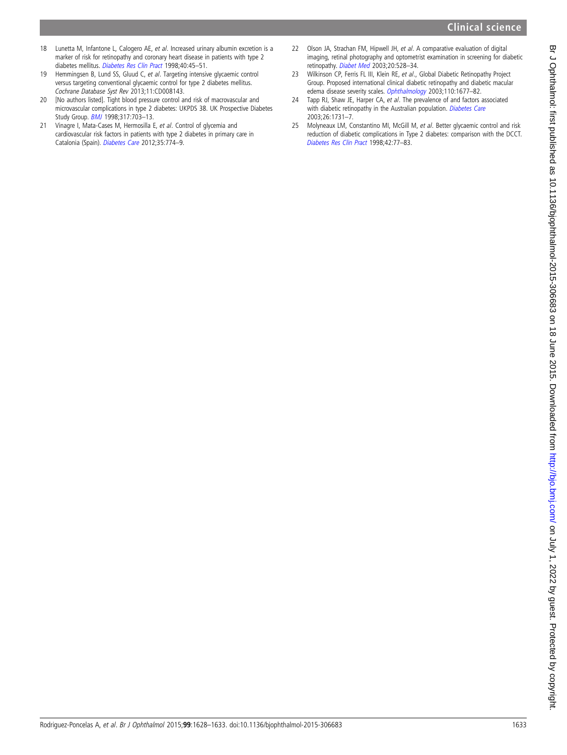18 Lunetta M, Infantone L, Calogero AE, *et al*. Increased urinary albumin excretion is a marker of risk for retinopathy and coronary heart disease in patients with type 2 diabetes mellitus. *Diabetes Res Clin Pract* 1998;40:45–51.

19 Hemmingsen B, Lund SS, Gluud C, *et al*. Targeting intensive glycaemic control versus targeting conventional glycaemic control for type 2 diabetes mellitus. *Cochrane Database Syst Rev* 2013;11:CD008143.

20 [No authors listed]. Tight blood pressure control and risk of macrovascular and microvascular complications in type 2 diabetes: UKPDS 38. UK Prospective Diabetes Study Group. *BMJ* 1998;317:703–13.

21 Vinagre I, Mata-Cases M, Hermosilla E, *et al*. Control of glycemia and cardiovascular risk factors in patients with type 2 diabetes in primary care in Catalonia (Spain). *Diabetes Care* 2012;35:774–9.

22 Olson JA, Strachan FM, Hipwell JH, *et al*. A comparative evaluation of digital imaging, retinal photography and optometrist examination in screening for diabetic retinopathy. *Diabet Med* 2003;20:528–34.

23 Wilkinson CP, Ferris FL III, Klein RE, *et al*., Global Diabetic Retinopathy Project Group. Proposed international clinical diabetic retinopathy and diabetic macular edema disease severity scales. *Ophthalmology* 2003;110:1677–82.

24 Tapp RJ, Shaw JE, Harper CA, *et al*. The prevalence of and factors associated with diabetic retinopathy in the Australian population. *Diabetes Care* 2003;26:1731–7.

25 Molyneaux LM, Constantino MI, McGill M, *et al*. Better glycaemic control and risk reduction of diabetic complications in Type 2 diabetes: comparison with the DCCT. *Diabetes Res Clin Pract* 1998;42:77–83.